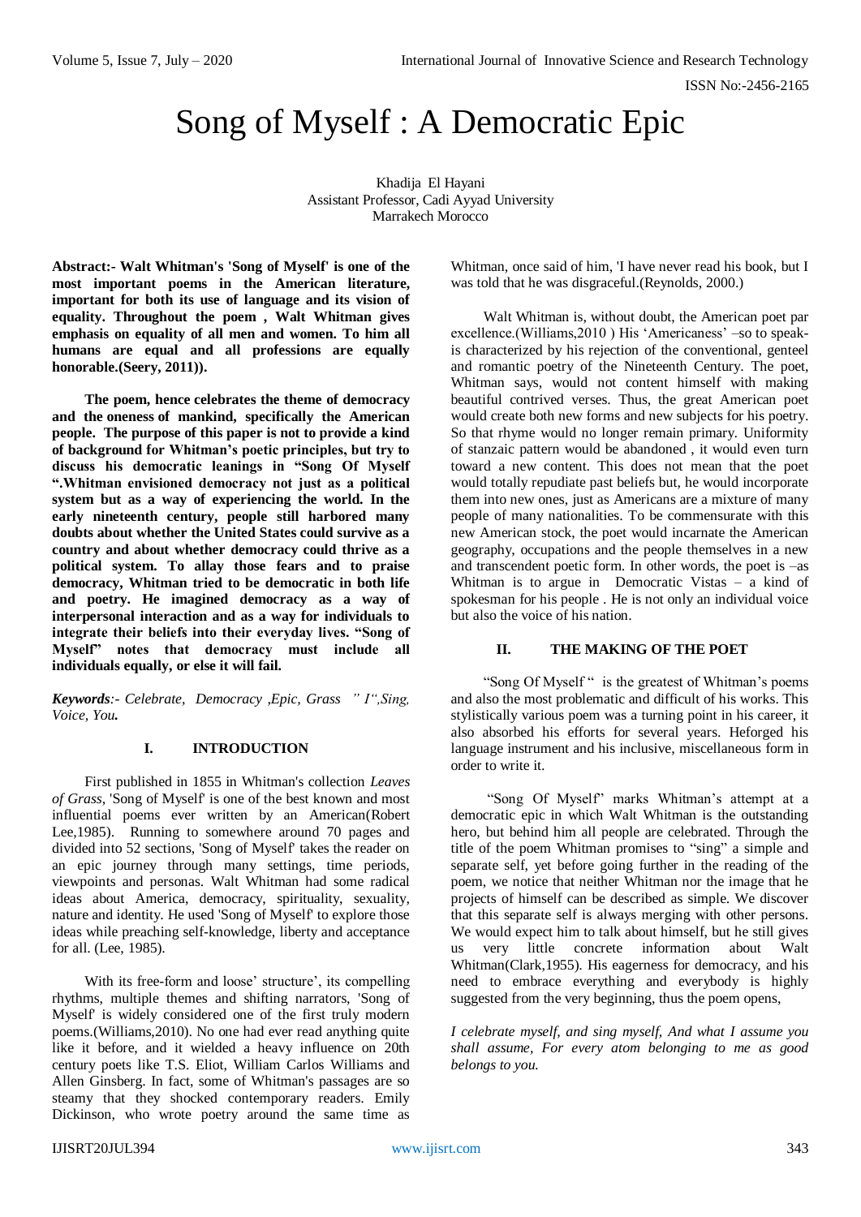# Song of Myself : A Democratic Epic

Khadija El Hayani
Assistant Professor, Cadi Ayyad University
Marrakech Morocco

**Abstract:- Walt Whitman's 'Song of Myself' is one of the most important poems in the American literature, important for both its use of language and its vision of equality. Throughout the poem , Walt Whitman gives emphasis on equality of all men and women. To him all humans are equal and all professions are equally honorable.(Seery, 2011)).**

**The poem, hence celebrates the theme of democracy and the oneness of mankind, specifically the American people. The purpose of this paper is not to provide a kind of background for Whitman's poetic principles, but try to discuss his democratic leanings in "Song Of Myself ".Whitman envisioned democracy not just as a political system but as a way of experiencing the world. In the early nineteenth century, people still harbored many doubts about whether the United States could survive as a country and about whether democracy could thrive as a political system. To allay those fears and to praise democracy, Whitman tried to be democratic in both life and poetry. He imagined democracy as a way of interpersonal interaction and as a way for individuals to integrate their beliefs into their everyday lives. "Song of Myself" notes that democracy must include all individuals equally, or else it will fail.**

***Keywords**:- Celebrate, Democracy ,Epic, Grass " I",Sing, Voice, You.*

## I. INTRODUCTION

First published in 1855 in Whitman's collection *Leaves of Grass*, 'Song of Myself' is one of the best known and most influential poems ever written by an American(Robert Lee,1985). Running to somewhere around 70 pages and divided into 52 sections, 'Song of Myself' takes the reader on an epic journey through many settings, time periods, viewpoints and personas. Walt Whitman had some radical ideas about America, democracy, spirituality, sexuality, nature and identity. He used 'Song of Myself' to explore those ideas while preaching self-knowledge, liberty and acceptance for all. (Lee, 1985).

With its free-form and loose' structure', its compelling rhythms, multiple themes and shifting narrators, 'Song of Myself' is widely considered one of the first truly modern poems.(Williams,2010). No one had ever read anything quite like it before, and it wielded a heavy influence on 20th century poets like T.S. Eliot, William Carlos Williams and Allen Ginsberg. In fact, some of Whitman's passages are so steamy that they shocked contemporary readers. Emily Dickinson, who wrote poetry around the same time as Whitman, once said of him, 'I have never read his book, but I was told that he was disgraceful.(Reynolds, 2000.)

Walt Whitman is, without doubt, the American poet par excellence.(Williams,2010 ) His 'Americaness' –so to speak- is characterized by his rejection of the conventional, genteel and romantic poetry of the Nineteenth Century. The poet, Whitman says, would not content himself with making beautiful contrived verses. Thus, the great American poet would create both new forms and new subjects for his poetry. So that rhyme would no longer remain primary. Uniformity of stanzaic pattern would be abandoned , it would even turn toward a new content. This does not mean that the poet would totally repudiate past beliefs but, he would incorporate them into new ones, just as Americans are a mixture of many people of many nationalities. To be commensurate with this new American stock, the poet would incarnate the American geography, occupations and the people themselves in a new and transcendent poetic form. In other words, the poet is –as Whitman is to argue in Democratic Vistas – a kind of spokesman for his people . He is not only an individual voice but also the voice of his nation.

## II. THE MAKING OF THE POET

"Song Of Myself " is the greatest of Whitman's poems and also the most problematic and difficult of his works. This stylistically various poem was a turning point in his career, it also absorbed his efforts for several years. Heforged his language instrument and his inclusive, miscellaneous form in order to write it.

"Song Of Myself" marks Whitman's attempt at a democratic epic in which Walt Whitman is the outstanding hero, but behind him all people are celebrated. Through the title of the poem Whitman promises to "sing" a simple and separate self, yet before going further in the reading of the poem, we notice that neither Whitman nor the image that he projects of himself can be described as simple. We discover that this separate self is always merging with other persons. We would expect him to talk about himself, but he still gives us very little concrete information about Walt Whitman(Clark,1955). His eagerness for democracy, and his need to embrace everything and everybody is highly suggested from the very beginning, thus the poem opens,

*I celebrate myself, and sing myself, And what I assume you shall assume, For every atom belonging to me as good belongs to you.*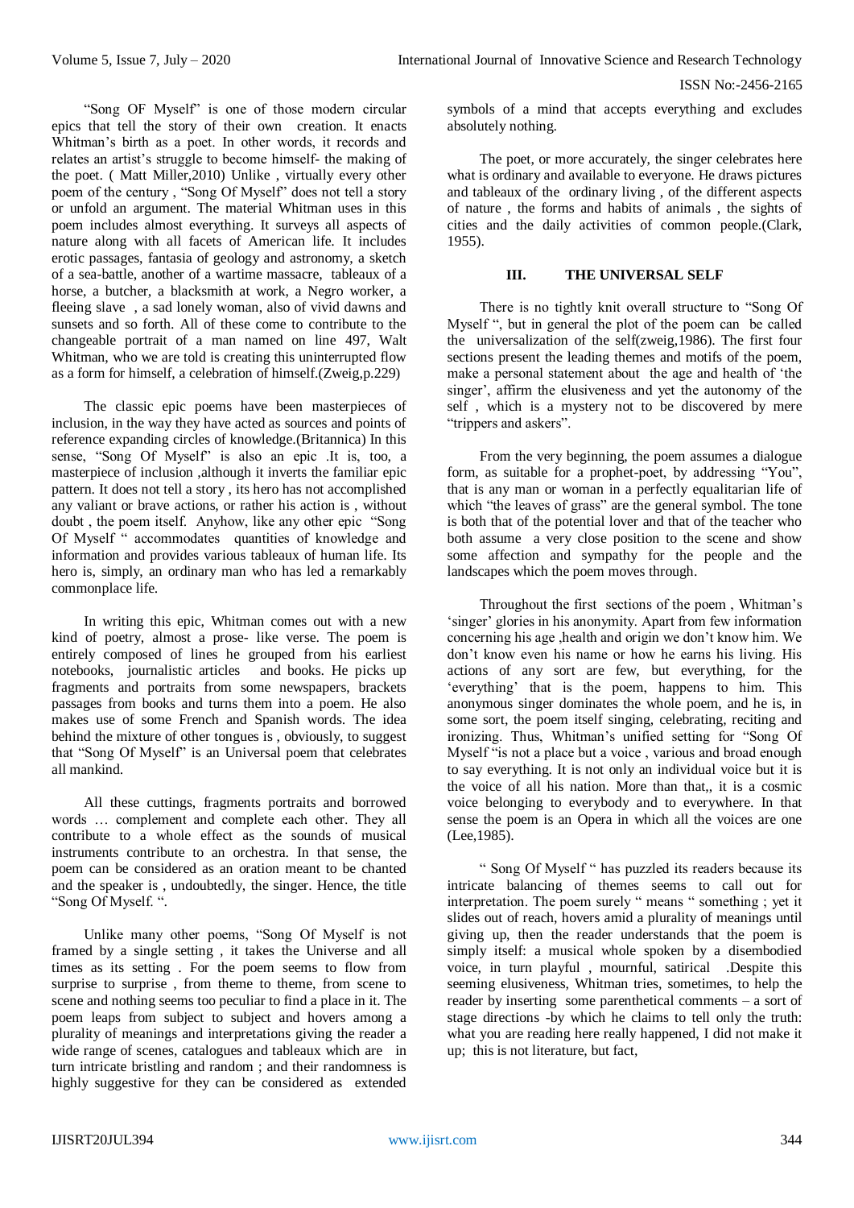"Song OF Myself" is one of those modern circular epics that tell the story of their own creation. It enacts Whitman's birth as a poet. In other words, it records and relates an artist's struggle to become himself- the making of the poet. ( Matt Miller,2010) Unlike , virtually every other poem of the century , "Song Of Myself" does not tell a story or unfold an argument. The material Whitman uses in this poem includes almost everything. It surveys all aspects of nature along with all facets of American life. It includes erotic passages, fantasia of geology and astronomy, a sketch of a sea-battle, another of a wartime massacre, tableaux of a horse, a butcher, a blacksmith at work, a Negro worker, a fleeing slave , a sad lonely woman, also of vivid dawns and sunsets and so forth. All of these come to contribute to the changeable portrait of a man named on line 497, Walt Whitman, who we are told is creating this uninterrupted flow as a form for himself, a celebration of himself.(Zweig,p.229)

The classic epic poems have been masterpieces of inclusion, in the way they have acted as sources and points of reference expanding circles of knowledge.(Britannica) In this sense, "Song Of Myself" is also an epic .It is, too, a masterpiece of inclusion ,although it inverts the familiar epic pattern. It does not tell a story , its hero has not accomplished any valiant or brave actions, or rather his action is , without doubt , the poem itself. Anyhow, like any other epic "Song Of Myself " accommodates quantities of knowledge and information and provides various tableaux of human life. Its hero is, simply, an ordinary man who has led a remarkably commonplace life.

In writing this epic, Whitman comes out with a new kind of poetry, almost a prose- like verse. The poem is entirely composed of lines he grouped from his earliest notebooks, journalistic articles and books. He picks up fragments and portraits from some newspapers, brackets passages from books and turns them into a poem. He also makes use of some French and Spanish words. The idea behind the mixture of other tongues is , obviously, to suggest that "Song Of Myself" is an Universal poem that celebrates all mankind.

All these cuttings, fragments portraits and borrowed words … complement and complete each other. They all contribute to a whole effect as the sounds of musical instruments contribute to an orchestra. In that sense, the poem can be considered as an oration meant to be chanted and the speaker is , undoubtedly, the singer. Hence, the title "Song Of Myself. ".

Unlike many other poems, "Song Of Myself is not framed by a single setting , it takes the Universe and all times as its setting . For the poem seems to flow from surprise to surprise , from theme to theme, from scene to scene and nothing seems too peculiar to find a place in it. The poem leaps from subject to subject and hovers among a plurality of meanings and interpretations giving the reader a wide range of scenes, catalogues and tableaux which are in turn intricate bristling and random ; and their randomness is highly suggestive for they can be considered as extended symbols of a mind that accepts everything and excludes absolutely nothing.

The poet, or more accurately, the singer celebrates here what is ordinary and available to everyone. He draws pictures and tableaux of the ordinary living , of the different aspects of nature , the forms and habits of animals , the sights of cities and the daily activities of common people.(Clark, 1955).

## III. THE UNIVERSAL SELF

There is no tightly knit overall structure to "Song Of Myself ", but in general the plot of the poem can be called the universalization of the self(zweig,1986). The first four sections present the leading themes and motifs of the poem, make a personal statement about the age and health of 'the singer', affirm the elusiveness and yet the autonomy of the self , which is a mystery not to be discovered by mere "trippers and askers".

From the very beginning, the poem assumes a dialogue form, as suitable for a prophet-poet, by addressing "You", that is any man or woman in a perfectly equalitarian life of which "the leaves of grass" are the general symbol. The tone is both that of the potential lover and that of the teacher who both assume a very close position to the scene and show some affection and sympathy for the people and the landscapes which the poem moves through.

Throughout the first sections of the poem , Whitman's 'singer' glories in his anonymity. Apart from few information concerning his age ,health and origin we don't know him. We don't know even his name or how he earns his living. His actions of any sort are few, but everything, for the 'everything' that is the poem, happens to him. This anonymous singer dominates the whole poem, and he is, in some sort, the poem itself singing, celebrating, reciting and ironizing. Thus, Whitman's unified setting for "Song Of Myself "is not a place but a voice , various and broad enough to say everything. It is not only an individual voice but it is the voice of all his nation. More than that,, it is a cosmic voice belonging to everybody and to everywhere. In that sense the poem is an Opera in which all the voices are one (Lee,1985).

" Song Of Myself " has puzzled its readers because its intricate balancing of themes seems to call out for interpretation. The poem surely " means " something ; yet it slides out of reach, hovers amid a plurality of meanings until giving up, then the reader understands that the poem is simply itself: a musical whole spoken by a disembodied voice, in turn playful , mournful, satirical .Despite this seeming elusiveness, Whitman tries, sometimes, to help the reader by inserting some parenthetical comments – a sort of stage directions -by which he claims to tell only the truth: what you are reading here really happened, I did not make it up; this is not literature, but fact,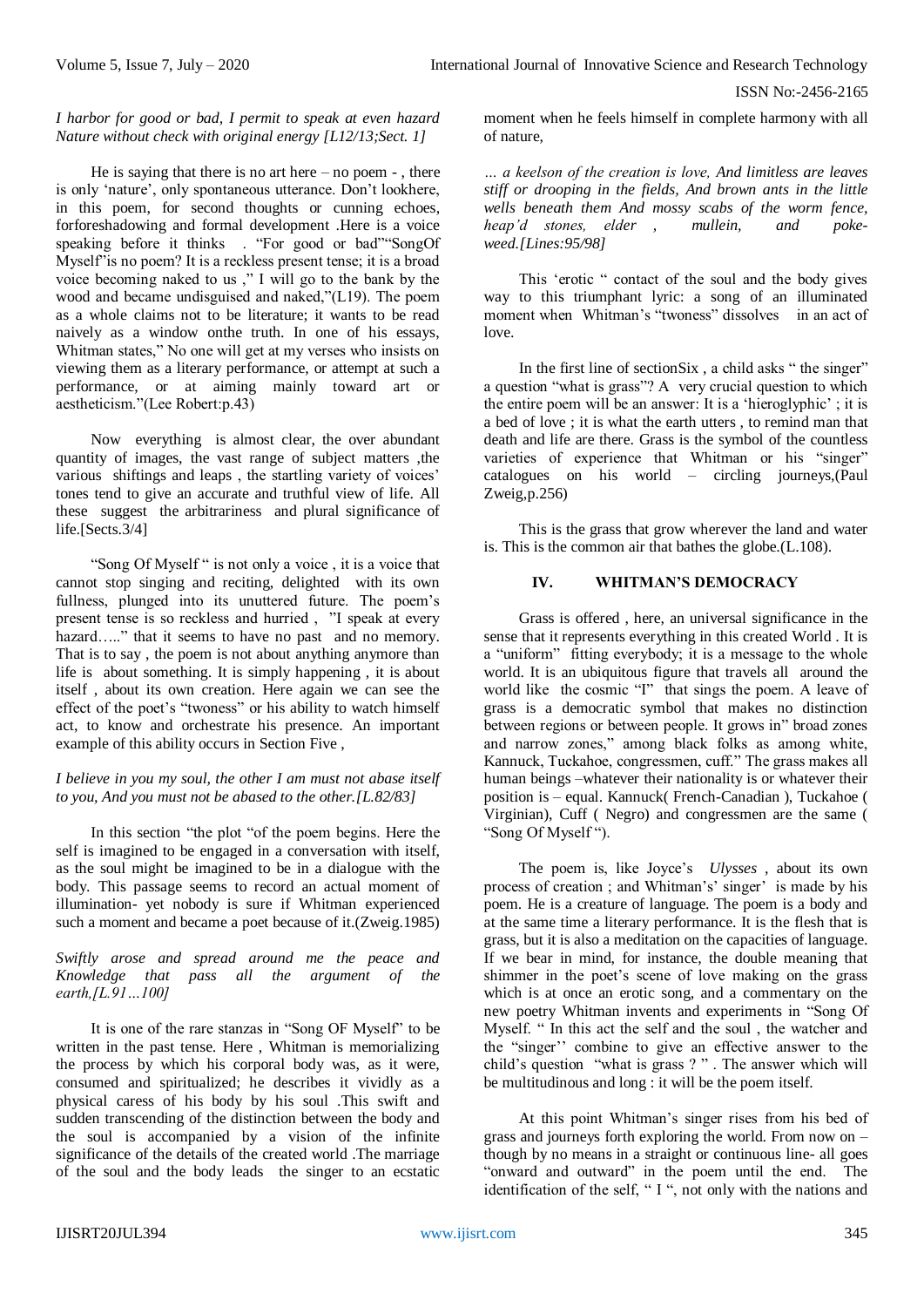*I harbor for good or bad, I permit to speak at even hazard Nature without check with original energy [L12/13;Sect. 1]*

He is saying that there is no art here – no poem - , there is only 'nature', only spontaneous utterance. Don't lookhere, in this poem, for second thoughts or cunning echoes, forforeshadowing and formal development .Here is a voice speaking before it thinks . "For good or bad""SongOf Myself"is no poem? It is a reckless present tense; it is a broad voice becoming naked to us ," I will go to the bank by the wood and became undisguised and naked,"(L19). The poem as a whole claims not to be literature; it wants to be read naively as a window onthe truth. In one of his essays, Whitman states," No one will get at my verses who insists on viewing them as a literary performance, or attempt at such a performance, or at aiming mainly toward art or aestheticism."(Lee Robert:p.43)

Now everything is almost clear, the over abundant quantity of images, the vast range of subject matters ,the various shiftings and leaps , the startling variety of voices' tones tend to give an accurate and truthful view of life. All these suggest the arbitrariness and plural significance of life.[Sects.3/4]

"Song Of Myself " is not only a voice , it is a voice that cannot stop singing and reciting, delighted with its own fullness, plunged into its unuttered future. The poem's present tense is so reckless and hurried , "I speak at every hazard….." that it seems to have no past and no memory. That is to say , the poem is not about anything anymore than life is about something. It is simply happening , it is about itself , about its own creation. Here again we can see the effect of the poet's "twoness" or his ability to watch himself act, to know and orchestrate his presence. An important example of this ability occurs in Section Five ,

*I believe in you my soul, the other I am must not abase itself to you, And you must not be abased to the other.[L.82/83]*

In this section "the plot "of the poem begins. Here the self is imagined to be engaged in a conversation with itself, as the soul might be imagined to be in a dialogue with the body. This passage seems to record an actual moment of illumination- yet nobody is sure if Whitman experienced such a moment and became a poet because of it.(Zweig.1985)

*Swiftly arose and spread around me the peace and Knowledge that pass all the argument of the earth,[L.91…100]*

It is one of the rare stanzas in "Song OF Myself" to be written in the past tense. Here , Whitman is memorializing the process by which his corporal body was, as it were, consumed and spiritualized; he describes it vividly as a physical caress of his body by his soul .This swift and sudden transcending of the distinction between the body and the soul is accompanied by a vision of the infinite significance of the details of the created world .The marriage of the soul and the body leads the singer to an ecstatic moment when he feels himself in complete harmony with all of nature,

*… a keelson of the creation is love, And limitless are leaves stiff or drooping in the fields, And brown ants in the little wells beneath them And mossy scabs of the worm fence, heap'd stones, elder , mullein, and poke-weed.[Lines:95/98]*

This 'erotic " contact of the soul and the body gives way to this triumphant lyric: a song of an illuminated moment when Whitman's "twoness" dissolves in an act of love.

In the first line of sectionSix , a child asks " the singer" a question "what is grass"? A very crucial question to which the entire poem will be an answer: It is a 'hieroglyphic' ; it is a bed of love ; it is what the earth utters , to remind man that death and life are there. Grass is the symbol of the countless varieties of experience that Whitman or his "singer" catalogues on his world – circling journeys,(Paul Zweig,p.256)

This is the grass that grow wherever the land and water is. This is the common air that bathes the globe.(L.108).

## IV. WHITMAN'S DEMOCRACY

Grass is offered , here, an universal significance in the sense that it represents everything in this created World . It is a "uniform" fitting everybody; it is a message to the whole world. It is an ubiquitous figure that travels all around the world like the cosmic "I" that sings the poem. A leave of grass is a democratic symbol that makes no distinction between regions or between people. It grows in" broad zones and narrow zones," among black folks as among white, Kannuck, Tuckahoe, congressmen, cuff." The grass makes all human beings –whatever their nationality is or whatever their position is – equal. Kannuck( French-Canadian ), Tuckahoe ( Virginian), Cuff ( Negro) and congressmen are the same ( "Song Of Myself ").

The poem is, like Joyce's *Ulysses* , about its own process of creation ; and Whitman's' singer' is made by his poem. He is a creature of language. The poem is a body and at the same time a literary performance. It is the flesh that is grass, but it is also a meditation on the capacities of language. If we bear in mind, for instance, the double meaning that shimmer in the poet's scene of love making on the grass which is at once an erotic song, and a commentary on the new poetry Whitman invents and experiments in "Song Of Myself. " In this act the self and the soul , the watcher and the "singer'' combine to give an effective answer to the child's question "what is grass ? " . The answer which will be multitudinous and long : it will be the poem itself.

At this point Whitman's singer rises from his bed of grass and journeys forth exploring the world. From now on – though by no means in a straight or continuous line- all goes "onward and outward" in the poem until the end. The identification of the self, " I ", not only with the nations and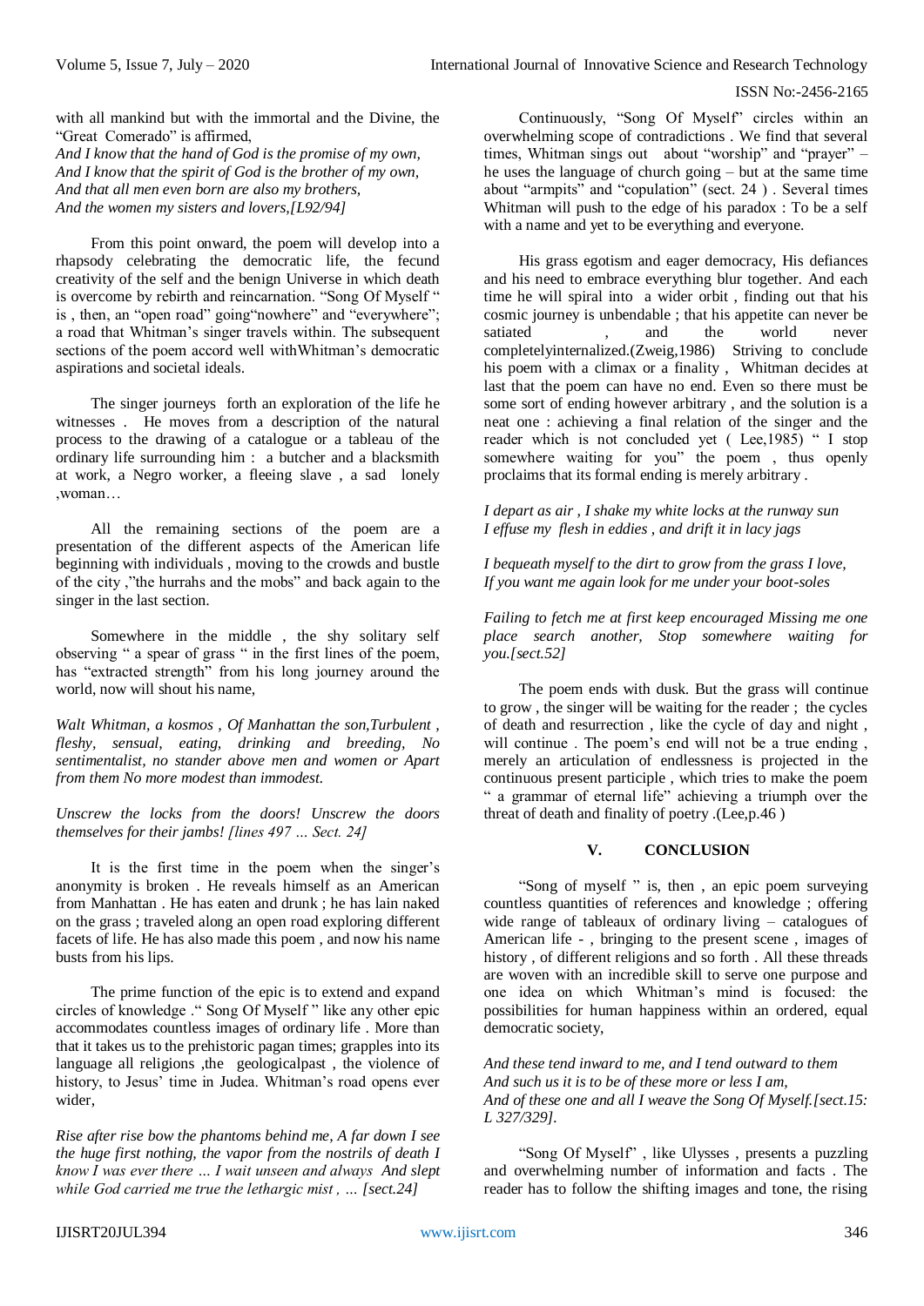with all mankind but with the immortal and the Divine, the "Great Comerado" is affirmed,

*And I know that the hand of God is the promise of my own,*
*And I know that the spirit of God is the brother of my own,*
*And that all men even born are also my brothers,*
*And the women my sisters and lovers,[L92/94]*

From this point onward, the poem will develop into a rhapsody celebrating the democratic life, the fecund creativity of the self and the benign Universe in which death is overcome by rebirth and reincarnation. "Song Of Myself " is , then, an "open road" going"nowhere" and "everywhere"; a road that Whitman's singer travels within. The subsequent sections of the poem accord well withWhitman's democratic aspirations and societal ideals.

The singer journeys forth an exploration of the life he witnesses . He moves from a description of the natural process to the drawing of a catalogue or a tableau of the ordinary life surrounding him : a butcher and a blacksmith at work, a Negro worker, a fleeing slave , a sad lonely ,woman…

All the remaining sections of the poem are a presentation of the different aspects of the American life beginning with individuals , moving to the crowds and bustle of the city ,"the hurrahs and the mobs" and back again to the singer in the last section.

Somewhere in the middle , the shy solitary self observing " a spear of grass " in the first lines of the poem, has "extracted strength" from his long journey around the world, now will shout his name,

*Walt Whitman, a kosmos , Of Manhattan the son,Turbulent , fleshy, sensual, eating, drinking and breeding, No sentimentalist, no stander above men and women or Apart from them No more modest than immodest.*

*Unscrew the locks from the doors! Unscrew the doors themselves for their jambs! [lines 497 … Sect. 24]*

It is the first time in the poem when the singer's anonymity is broken . He reveals himself as an American from Manhattan . He has eaten and drunk ; he has lain naked on the grass ; traveled along an open road exploring different facets of life. He has also made this poem , and now his name busts from his lips.

The prime function of the epic is to extend and expand circles of knowledge ." Song Of Myself " like any other epic accommodates countless images of ordinary life . More than that it takes us to the prehistoric pagan times; grapples into its language all religions ,the geologicalpast , the violence of history, to Jesus' time in Judea. Whitman's road opens ever wider,

*Rise after rise bow the phantoms behind me, A far down I see the huge first nothing, the vapor from the nostrils of death I know I was ever there … I wait unseen and always And slept while God carried me true the lethargic mist , … [sect.24]*

Continuously, "Song Of Myself" circles within an overwhelming scope of contradictions . We find that several times, Whitman sings out about "worship" and "prayer" – he uses the language of church going – but at the same time about "armpits" and "copulation" (sect. 24 ) . Several times Whitman will push to the edge of his paradox : To be a self with a name and yet to be everything and everyone.

His grass egotism and eager democracy, His defiances and his need to embrace everything blur together. And each time he will spiral into a wider orbit , finding out that his cosmic journey is unbendable ; that his appetite can never be satiated , and the world never completelyinternalized.(Zweig,1986) Striving to conclude his poem with a climax or a finality , Whitman decides at last that the poem can have no end. Even so there must be some sort of ending however arbitrary , and the solution is a neat one : achieving a final relation of the singer and the reader which is not concluded yet ( Lee,1985) " I stop somewhere waiting for you" the poem , thus openly proclaims that its formal ending is merely arbitrary .

*I depart as air , I shake my white locks at the runway sun*
*I effuse my flesh in eddies , and drift it in lacy jags*

*I bequeath myself to the dirt to grow from the grass I love,*
*If you want me again look for me under your boot-soles*

*Failing to fetch me at first keep encouraged Missing me one place search another, Stop somewhere waiting for you.[sect.52]*

The poem ends with dusk. But the grass will continue to grow , the singer will be waiting for the reader ; the cycles of death and resurrection , like the cycle of day and night , will continue . The poem's end will not be a true ending , merely an articulation of endlessness is projected in the continuous present participle , which tries to make the poem " a grammar of eternal life" achieving a triumph over the threat of death and finality of poetry .(Lee,p.46 )

## V. CONCLUSION

"Song of myself " is, then , an epic poem surveying countless quantities of references and knowledge ; offering wide range of tableaux of ordinary living – catalogues of American life - , bringing to the present scene , images of history , of different religions and so forth . All these threads are woven with an incredible skill to serve one purpose and one idea on which Whitman's mind is focused: the possibilities for human happiness within an ordered, equal democratic society,

*And these tend inward to me, and I tend outward to them*
*And such us it is to be of these more or less I am,*
*And of these one and all I weave the Song Of Myself.[sect.15: L 327/329].*

"Song Of Myself" , like Ulysses , presents a puzzling and overwhelming number of information and facts . The reader has to follow the shifting images and tone, the rising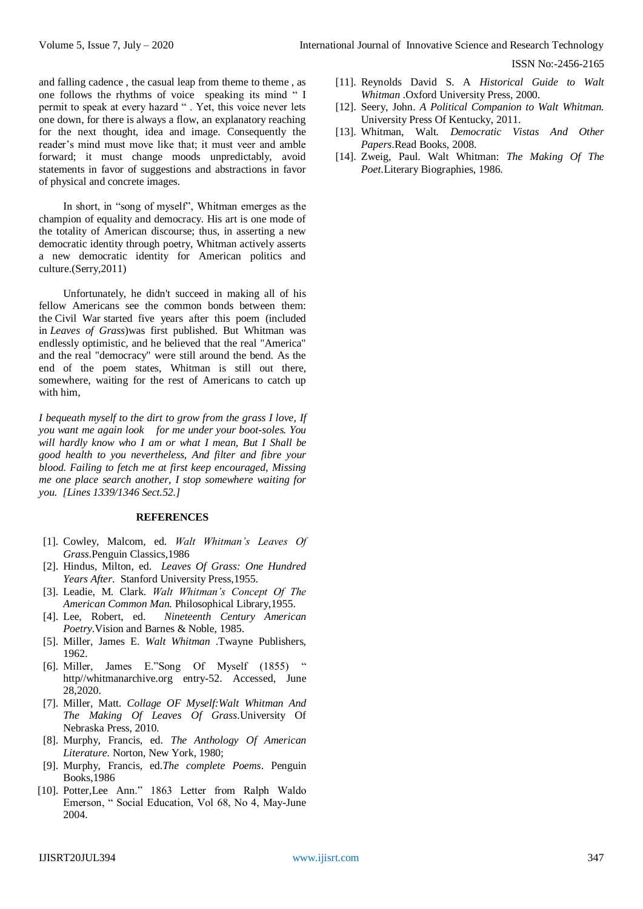and falling cadence , the casual leap from theme to theme , as one follows the rhythms of voice speaking its mind " I permit to speak at every hazard " . Yet, this voice never lets one down, for there is always a flow, an explanatory reaching for the next thought, idea and image. Consequently the reader's mind must move like that; it must veer and amble forward; it must change moods unpredictably, avoid statements in favor of suggestions and abstractions in favor of physical and concrete images.

In short, in "song of myself", Whitman emerges as the champion of equality and democracy. His art is one mode of the totality of American discourse; thus, in asserting a new democratic identity through poetry, Whitman actively asserts a new democratic identity for American politics and culture.(Serry,2011)

Unfortunately, he didn't succeed in making all of his fellow Americans see the common bonds between them: the Civil War started five years after this poem (included in *Leaves of Grass*)was first published. But Whitman was endlessly optimistic, and he believed that the real "America" and the real "democracy" were still around the bend. As the end of the poem states, Whitman is still out there, somewhere, waiting for the rest of Americans to catch up with him,

*I bequeath myself to the dirt to grow from the grass I love, If you want me again look for me under your boot-soles. You will hardly know who I am or what I mean, But I Shall be good health to you nevertheless, And filter and fibre your blood. Failing to fetch me at first keep encouraged, Missing me one place search another, I stop somewhere waiting for you. [Lines 1339/1346 Sect.52.]*

## REFERENCES

[1]. Cowley, Malcom, ed. *Walt Whitman's Leaves Of Grass*.Penguin Classics,1986

[2]. Hindus, Milton, ed. *Leaves Of Grass: One Hundred Years After*. Stanford University Press,1955.

[3]. Leadie, M. Clark. *Walt Whitman's Concept Of The American Common Man.* Philosophical Library,1955.

[4]. Lee, Robert, ed. *Nineteenth Century American Poetry*.Vision and Barnes & Noble, 1985.

[5]. Miller, James E. *Walt Whitman* .Twayne Publishers, 1962.

[6]. Miller, James E."Song Of Myself (1855) " http//whitmanarchive.org entry-52. Accessed, June 28,2020.

[7]. Miller, Matt. *Collage OF Myself:Walt Whitman And The Making Of Leaves Of Grass*.University Of Nebraska Press, 2010.

[8]. Murphy, Francis, ed. *The Anthology Of American Literature*. Norton, New York, 1980;

[9]. Murphy, Francis, ed.*The complete Poems*. Penguin Books,1986

[10]. Potter,Lee Ann." 1863 Letter from Ralph Waldo Emerson, " Social Education, Vol 68, No 4, May-June 2004.

[11]. Reynolds David S. A *Historical Guide to Walt Whitman* .Oxford University Press, 2000.

[12]. Seery, John. *A Political Companion to Walt Whitman.* University Press Of Kentucky, 2011.

[13]. Whitman, Walt. *Democratic Vistas And Other Papers*.Read Books, 2008.

[14]. Zweig, Paul. Walt Whitman: *The Making Of The Poet*.Literary Biographies, 1986.